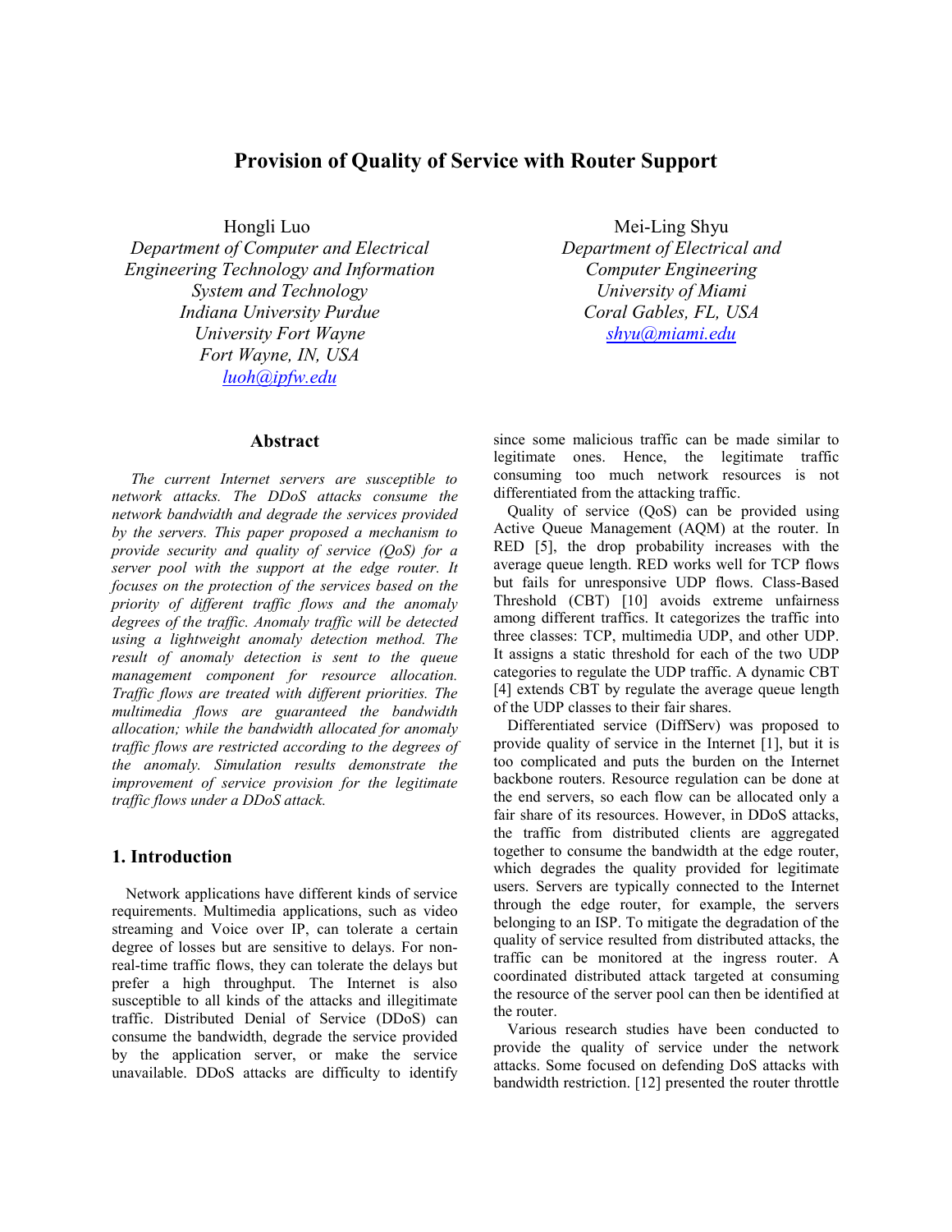# Provision of Quality of Service with Router Support

Hongli Luo
*Department of Computer and Electrical Engineering Technology and Information System and Technology*
*Indiana University Purdue University Fort Wayne*
*Fort Wayne, IN, USA*
*luoh@ipfw.edu*

Mei-Ling Shyu
*Department of Electrical and Computer Engineering*
*University of Miami*
*Coral Gables, FL, USA*
*shyu@miami.edu*

## Abstract

*The current Internet servers are susceptible to network attacks. The DDoS attacks consume the network bandwidth and degrade the services provided by the servers. This paper proposed a mechanism to provide security and quality of service (QoS) for a server pool with the support at the edge router. It focuses on the protection of the services based on the priority of different traffic flows and the anomaly degrees of the traffic. Anomaly traffic will be detected using a lightweight anomaly detection method. The result of anomaly detection is sent to the queue management component for resource allocation. Traffic flows are treated with different priorities. The multimedia flows are guaranteed the bandwidth allocation; while the bandwidth allocated for anomaly traffic flows are restricted according to the degrees of the anomaly. Simulation results demonstrate the improvement of service provision for the legitimate traffic flows under a DDoS attack.*

## 1. Introduction

Network applications have different kinds of service requirements. Multimedia applications, such as video streaming and Voice over IP, can tolerate a certain degree of losses but are sensitive to delays. For non-real-time traffic flows, they can tolerate the delays but prefer a high throughput. The Internet is also susceptible to all kinds of the attacks and illegitimate traffic. Distributed Denial of Service (DDoS) can consume the bandwidth, degrade the service provided by the application server, or make the service unavailable. DDoS attacks are difficulty to identify since some malicious traffic can be made similar to legitimate ones. Hence, the legitimate traffic consuming too much network resources is not differentiated from the attacking traffic.

Quality of service (QoS) can be provided using Active Queue Management (AQM) at the router. In RED [5], the drop probability increases with the average queue length. RED works well for TCP flows but fails for unresponsive UDP flows. Class-Based Threshold (CBT) [10] avoids extreme unfairness among different traffics. It categorizes the traffic into three classes: TCP, multimedia UDP, and other UDP. It assigns a static threshold for each of the two UDP categories to regulate the UDP traffic. A dynamic CBT [4] extends CBT by regulate the average queue length of the UDP classes to their fair shares.

Differentiated service (DiffServ) was proposed to provide quality of service in the Internet [1], but it is too complicated and puts the burden on the Internet backbone routers. Resource regulation can be done at the end servers, so each flow can be allocated only a fair share of its resources. However, in DDoS attacks, the traffic from distributed clients are aggregated together to consume the bandwidth at the edge router, which degrades the quality provided for legitimate users. Servers are typically connected to the Internet through the edge router, for example, the servers belonging to an ISP. To mitigate the degradation of the quality of service resulted from distributed attacks, the traffic can be monitored at the ingress router. A coordinated distributed attack targeted at consuming the resource of the server pool can then be identified at the router.

Various research studies have been conducted to provide the quality of service under the network attacks. Some focused on defending DoS attacks with bandwidth restriction. [12] presented the router throttle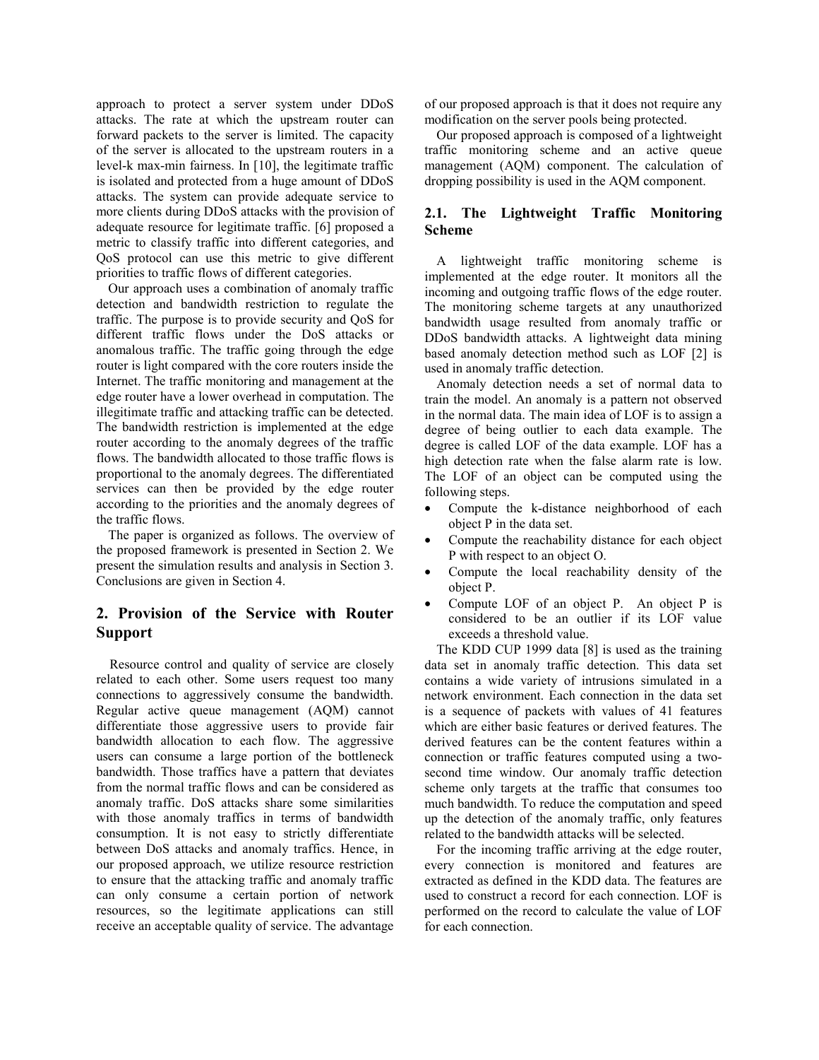approach to protect a server system under DDoS attacks. The rate at which the upstream router can forward packets to the server is limited. The capacity of the server is allocated to the upstream routers in a level-k max-min fairness. In [10], the legitimate traffic is isolated and protected from a huge amount of DDoS attacks. The system can provide adequate service to more clients during DDoS attacks with the provision of adequate resource for legitimate traffic. [6] proposed a metric to classify traffic into different categories, and QoS protocol can use this metric to give different priorities to traffic flows of different categories.

Our approach uses a combination of anomaly traffic detection and bandwidth restriction to regulate the traffic. The purpose is to provide security and QoS for different traffic flows under the DoS attacks or anomalous traffic. The traffic going through the edge router is light compared with the core routers inside the Internet. The traffic monitoring and management at the edge router have a lower overhead in computation. The illegitimate traffic and attacking traffic can be detected. The bandwidth restriction is implemented at the edge router according to the anomaly degrees of the traffic flows. The bandwidth allocated to those traffic flows is proportional to the anomaly degrees. The differentiated services can then be provided by the edge router according to the priorities and the anomaly degrees of the traffic flows.

The paper is organized as follows. The overview of the proposed framework is presented in Section 2. We present the simulation results and analysis in Section 3. Conclusions are given in Section 4.

## 2. Provision of the Service with Router Support

Resource control and quality of service are closely related to each other. Some users request too many connections to aggressively consume the bandwidth. Regular active queue management (AQM) cannot differentiate those aggressive users to provide fair bandwidth allocation to each flow. The aggressive users can consume a large portion of the bottleneck bandwidth. Those traffics have a pattern that deviates from the normal traffic flows and can be considered as anomaly traffic. DoS attacks share some similarities with those anomaly traffics in terms of bandwidth consumption. It is not easy to strictly differentiate between DoS attacks and anomaly traffics. Hence, in our proposed approach, we utilize resource restriction to ensure that the attacking traffic and anomaly traffic can only consume a certain portion of network resources, so the legitimate applications can still receive an acceptable quality of service. The advantage of our proposed approach is that it does not require any modification on the server pools being protected.

Our proposed approach is composed of a lightweight traffic monitoring scheme and an active queue management (AQM) component. The calculation of dropping possibility is used in the AQM component.

### 2.1. The Lightweight Traffic Monitoring Scheme

A lightweight traffic monitoring scheme is implemented at the edge router. It monitors all the incoming and outgoing traffic flows of the edge router. The monitoring scheme targets at any unauthorized bandwidth usage resulted from anomaly traffic or DDoS bandwidth attacks. A lightweight data mining based anomaly detection method such as LOF [2] is used in anomaly traffic detection.

Anomaly detection needs a set of normal data to train the model. An anomaly is a pattern not observed in the normal data. The main idea of LOF is to assign a degree of being outlier to each data example. The degree is called LOF of the data example. LOF has a high detection rate when the false alarm rate is low. The LOF of an object can be computed using the following steps.

- Compute the k-distance neighborhood of each object P in the data set.
- Compute the reachability distance for each object P with respect to an object O.
- Compute the local reachability density of the object P.
- Compute LOF of an object P. An object P is considered to be an outlier if its LOF value exceeds a threshold value.

The KDD CUP 1999 data [8] is used as the training data set in anomaly traffic detection. This data set contains a wide variety of intrusions simulated in a network environment. Each connection in the data set is a sequence of packets with values of 41 features which are either basic features or derived features. The derived features can be the content features within a connection or traffic features computed using a two-second time window. Our anomaly traffic detection scheme only targets at the traffic that consumes too much bandwidth. To reduce the computation and speed up the detection of the anomaly traffic, only features related to the bandwidth attacks will be selected.

For the incoming traffic arriving at the edge router, every connection is monitored and features are extracted as defined in the KDD data. The features are used to construct a record for each connection. LOF is performed on the record to calculate the value of LOF for each connection.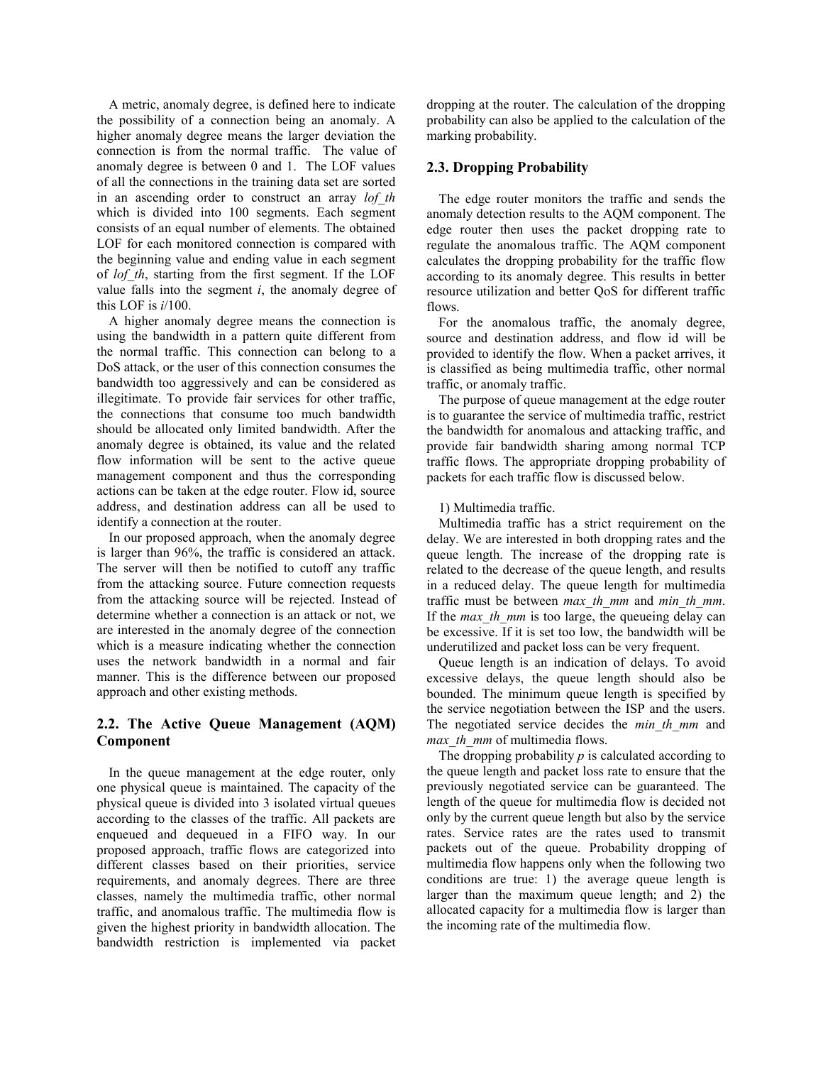A metric, anomaly degree, is defined here to indicate the possibility of a connection being an anomaly. A higher anomaly degree means the larger deviation the connection is from the normal traffic. The value of anomaly degree is between 0 and 1. The LOF values of all the connections in the training data set are sorted in an ascending order to construct an array *lof_th* which is divided into 100 segments. Each segment consists of an equal number of elements. The obtained LOF for each monitored connection is compared with the beginning value and ending value in each segment of *lof_th*, starting from the first segment. If the LOF value falls into the segment $i$, the anomaly degree of this LOF is $i/100$.

A higher anomaly degree means the connection is using the bandwidth in a pattern quite different from the normal traffic. This connection can belong to a DoS attack, or the user of this connection consumes the bandwidth too aggressively and can be considered as illegitimate. To provide fair services for other traffic, the connections that consume too much bandwidth should be allocated only limited bandwidth. After the anomaly degree is obtained, its value and the related flow information will be sent to the active queue management component and thus the corresponding actions can be taken at the edge router. Flow id, source address, and destination address can all be used to identify a connection at the router.

In our proposed approach, when the anomaly degree is larger than 96%, the traffic is considered an attack. The server will then be notified to cutoff any traffic from the attacking source. Future connection requests from the attacking source will be rejected. Instead of determine whether a connection is an attack or not, we are interested in the anomaly degree of the connection which is a measure indicating whether the connection uses the network bandwidth in a normal and fair manner. This is the difference between our proposed approach and other existing methods.

## 2.2. The Active Queue Management (AQM) Component

In the queue management at the edge router, only one physical queue is maintained. The capacity of the physical queue is divided into 3 isolated virtual queues according to the classes of the traffic. All packets are enqueued and dequeued in a FIFO way. In our proposed approach, traffic flows are categorized into different classes based on their priorities, service requirements, and anomaly degrees. There are three classes, namely the multimedia traffic, other normal traffic, and anomalous traffic. The multimedia flow is given the highest priority in bandwidth allocation. The bandwidth restriction is implemented via packet dropping at the router. The calculation of the dropping probability can also be applied to the calculation of the marking probability.

## 2.3. Dropping Probability

The edge router monitors the traffic and sends the anomaly detection results to the AQM component. The edge router then uses the packet dropping rate to regulate the anomalous traffic. The AQM component calculates the dropping probability for the traffic flow according to its anomaly degree. This results in better resource utilization and better QoS for different traffic flows.

For the anomalous traffic, the anomaly degree, source and destination address, and flow id will be provided to identify the flow. When a packet arrives, it is classified as being multimedia traffic, other normal traffic, or anomaly traffic.

The purpose of queue management at the edge router is to guarantee the service of multimedia traffic, restrict the bandwidth for anomalous and attacking traffic, and provide fair bandwidth sharing among normal TCP traffic flows. The appropriate dropping probability of packets for each traffic flow is discussed below.

1) Multimedia traffic.

Multimedia traffic has a strict requirement on the delay. We are interested in both dropping rates and the queue length. The increase of the dropping rate is related to the decrease of the queue length, and results in a reduced delay. The queue length for multimedia traffic must be between *max_th_mm* and *min_th_mm*. If the *max_th_mm* is too large, the queueing delay can be excessive. If it is set too low, the bandwidth will be underutilized and packet loss can be very frequent.

Queue length is an indication of delays. To avoid excessive delays, the queue length should also be bounded. The minimum queue length is specified by the service negotiation between the ISP and the users. The negotiated service decides the *min_th_mm* and *max_th_mm* of multimedia flows.

The dropping probability $p$ is calculated according to the queue length and packet loss rate to ensure that the previously negotiated service can be guaranteed. The length of the queue for multimedia flow is decided not only by the current queue length but also by the service rates. Service rates are the rates used to transmit packets out of the queue. Probability dropping of multimedia flow happens only when the following two conditions are true: 1) the average queue length is larger than the maximum queue length; and 2) the allocated capacity for a multimedia flow is larger than the incoming rate of the multimedia flow.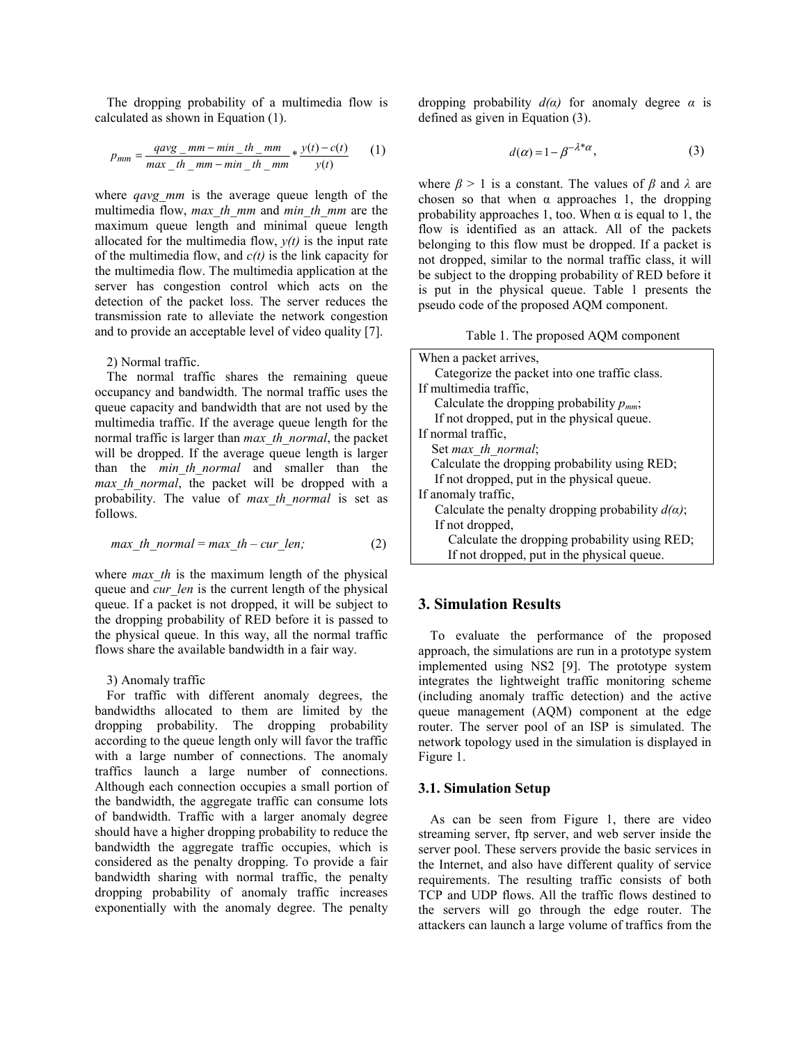The dropping probability of a multimedia flow is calculated as shown in Equation (1).

$$p_{mm} = \frac{qavg\_mm - min\_th\_mm}{max\_th\_mm - min\_th\_mm} * \frac{y(t) - c(t)}{y(t)} \quad (1)$$

where *qavg_mm* is the average queue length of the multimedia flow, *max_th_mm* and *min_th_mm* are the maximum queue length and minimal queue length allocated for the multimedia flow, $y(t)$ is the input rate of the multimedia flow, and $c(t)$ is the link capacity for the multimedia flow. The multimedia application at the server has congestion control which acts on the detection of the packet loss. The server reduces the transmission rate to alleviate the network congestion and to provide an acceptable level of video quality [7].

2) Normal traffic.

The normal traffic shares the remaining queue occupancy and bandwidth. The normal traffic uses the queue capacity and bandwidth that are not used by the multimedia traffic. If the average queue length for the normal traffic is larger than *max_th_normal*, the packet will be dropped. If the average queue length is larger than the *min_th_normal* and smaller than the *max_th_normal*, the packet will be dropped with a probability. The value of *max_th_normal* is set as follows.

$$max\_th\_normal = max\_th - cur\_len; \quad (2)$$

where *max_th* is the maximum length of the physical queue and *cur_len* is the current length of the physical queue. If a packet is not dropped, it will be subject to the dropping probability of RED before it is passed to the physical queue. In this way, all the normal traffic flows share the available bandwidth in a fair way.

3) Anomaly traffic

For traffic with different anomaly degrees, the bandwidths allocated to them are limited by the dropping probability. The dropping probability according to the queue length only will favor the traffic with a large number of connections. The anomaly traffics launch a large number of connections. Although each connection occupies a small portion of the bandwidth, the aggregate traffic can consume lots of bandwidth. Traffic with a larger anomaly degree should have a higher dropping probability to reduce the bandwidth the aggregate traffic occupies, which is considered as the penalty dropping. To provide a fair bandwidth sharing with normal traffic, the penalty dropping probability of anomaly traffic increases exponentially with the anomaly degree. The penalty dropping probability $d(\alpha)$ for anomaly degree $\alpha$ is defined as given in Equation (3).

$$d(\alpha) = 1 - \beta^{-\lambda * \alpha}, \quad (3)$$

where $\beta > 1$ is a constant. The values of $\beta$ and $\lambda$ are chosen so that when $\alpha$ approaches 1, the dropping probability approaches 1, too. When $\alpha$ is equal to 1, the flow is identified as an attack. All of the packets belonging to this flow must be dropped. If a packet is not dropped, similar to the normal traffic class, it will be subject to the dropping probability of RED before it is put in the physical queue. Table 1 presents the pseudo code of the proposed AQM component.

Table 1. The proposed AQM component

```
When a packet arrives,
    Categorize the packet into one traffic class.
If multimedia traffic,
    Calculate the dropping probability p_mm;
    If not dropped, put in the physical queue.
If normal traffic,
    Set max_th_normal;
    Calculate the dropping probability using RED;
    If not dropped, put in the physical queue.
If anomaly traffic,
    Calculate the penalty dropping probability d(α);
    If not dropped,
        Calculate the dropping probability using RED;
        If not dropped, put in the physical queue.
```

## 3. Simulation Results

To evaluate the performance of the proposed approach, the simulations are run in a prototype system implemented using NS2 [9]. The prototype system integrates the lightweight traffic monitoring scheme (including anomaly traffic detection) and the active queue management (AQM) component at the edge router. The server pool of an ISP is simulated. The network topology used in the simulation is displayed in Figure 1.

### 3.1. Simulation Setup

As can be seen from Figure 1, there are video streaming server, ftp server, and web server inside the server pool. These servers provide the basic services in the Internet, and also have different quality of service requirements. The resulting traffic consists of both TCP and UDP flows. All the traffic flows destined to the servers will go through the edge router. The attackers can launch a large volume of traffics from the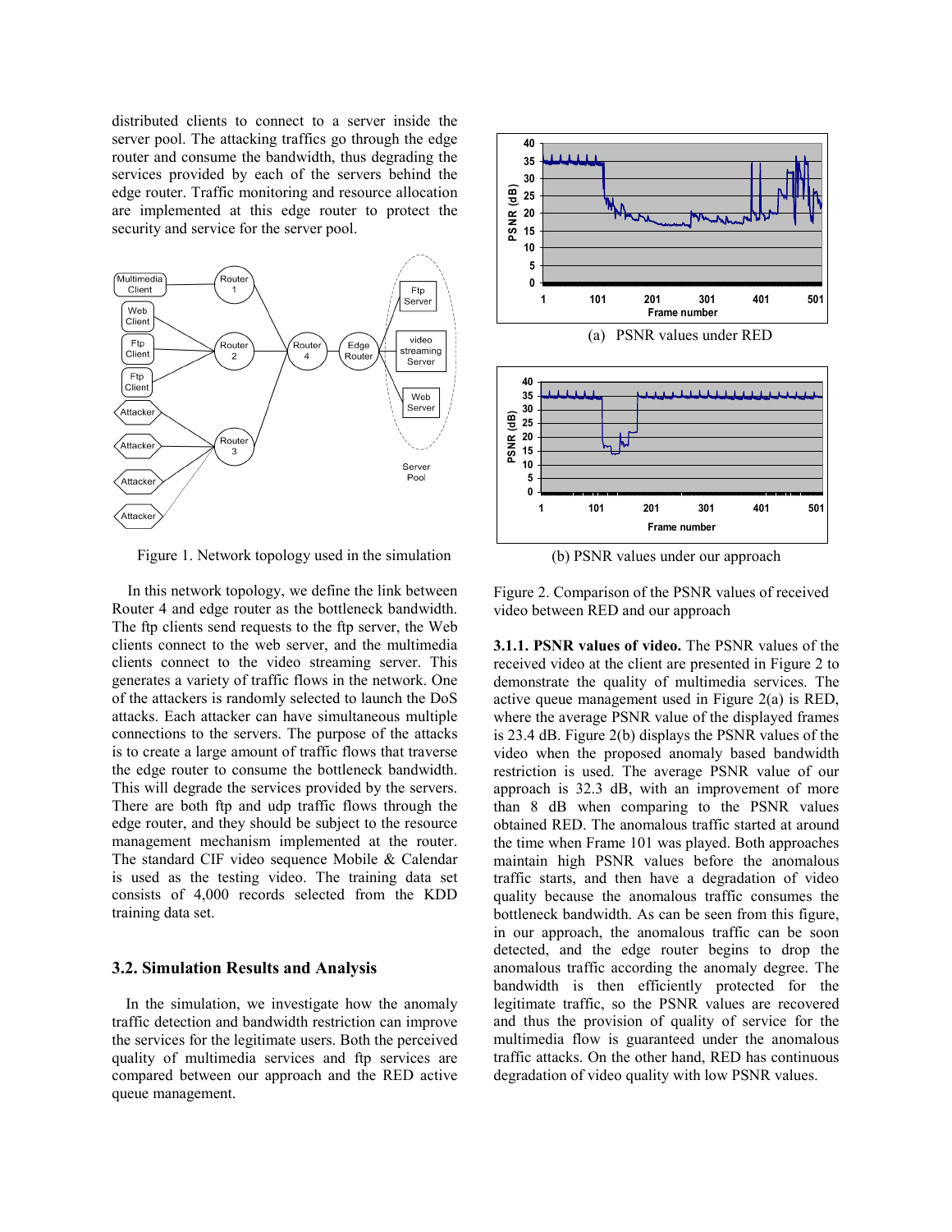distributed clients to connect to a server inside the server pool. The attacking traffics go through the edge router and consume the bandwidth, thus degrading the services provided by each of the servers behind the edge router. Traffic monitoring and resource allocation are implemented at this edge router to protect the security and service for the server pool.

Multimedia Client
Web Client
Ftp Client
Ftp Client
Attacker
Attacker
Attacker
Attacker
Router 1
Router 2
Router 3
Router 4
Edge Router
Ftp Server
video streaming Server
Web Server
Server Pool

Figure 1. Network topology used in the simulation

In this network topology, we define the link between Router 4 and edge router as the bottleneck bandwidth. The ftp clients send requests to the ftp server, the Web clients connect to the web server, and the multimedia clients connect to the video streaming server. This generates a variety of traffic flows in the network. One of the attackers is randomly selected to launch the DoS attacks. Each attacker can have simultaneous multiple connections to the servers. The purpose of the attacks is to create a large amount of traffic flows that traverse the edge router to consume the bottleneck bandwidth. This will degrade the services provided by the servers. There are both ftp and udp traffic flows through the edge router, and they should be subject to the resource management mechanism implemented at the router. The standard CIF video sequence Mobile & Calendar is used as the testing video. The training data set consists of 4,000 records selected from the KDD training data set.

## 3.2. Simulation Results and Analysis

In the simulation, we investigate how the anomaly traffic detection and bandwidth restriction can improve the services for the legitimate users. Both the perceived quality of multimedia services and ftp services are compared between our approach and the RED active queue management.

PSNR (dB)
40
35
30
25
20
15
10
5
0
1
101
201
301
401
501
Frame number

(a) PSNR values under RED

PSNR (dB)
40
35
30
25
20
15
10
5
0
1
101
201
301
401
501
Frame number

(b) PSNR values under our approach

Figure 2. Comparison of the PSNR values of received video between RED and our approach

**3.1.1. PSNR values of video.** The PSNR values of the received video at the client are presented in Figure 2 to demonstrate the quality of multimedia services. The active queue management used in Figure 2(a) is RED, where the average PSNR value of the displayed frames is 23.4 dB. Figure 2(b) displays the PSNR values of the video when the proposed anomaly based bandwidth restriction is used. The average PSNR value of our approach is 32.3 dB, with an improvement of more than 8 dB when comparing to the PSNR values obtained RED. The anomalous traffic started at around the time when Frame 101 was played. Both approaches maintain high PSNR values before the anomalous traffic starts, and then have a degradation of video quality because the anomalous traffic consumes the bottleneck bandwidth. As can be seen from this figure, in our approach, the anomalous traffic can be soon detected, and the edge router begins to drop the anomalous traffic according the anomaly degree. The bandwidth is then efficiently protected for the legitimate traffic, so the PSNR values are recovered and thus the provision of quality of service for the multimedia flow is guaranteed under the anomalous traffic attacks. On the other hand, RED has continuous degradation of video quality with low PSNR values.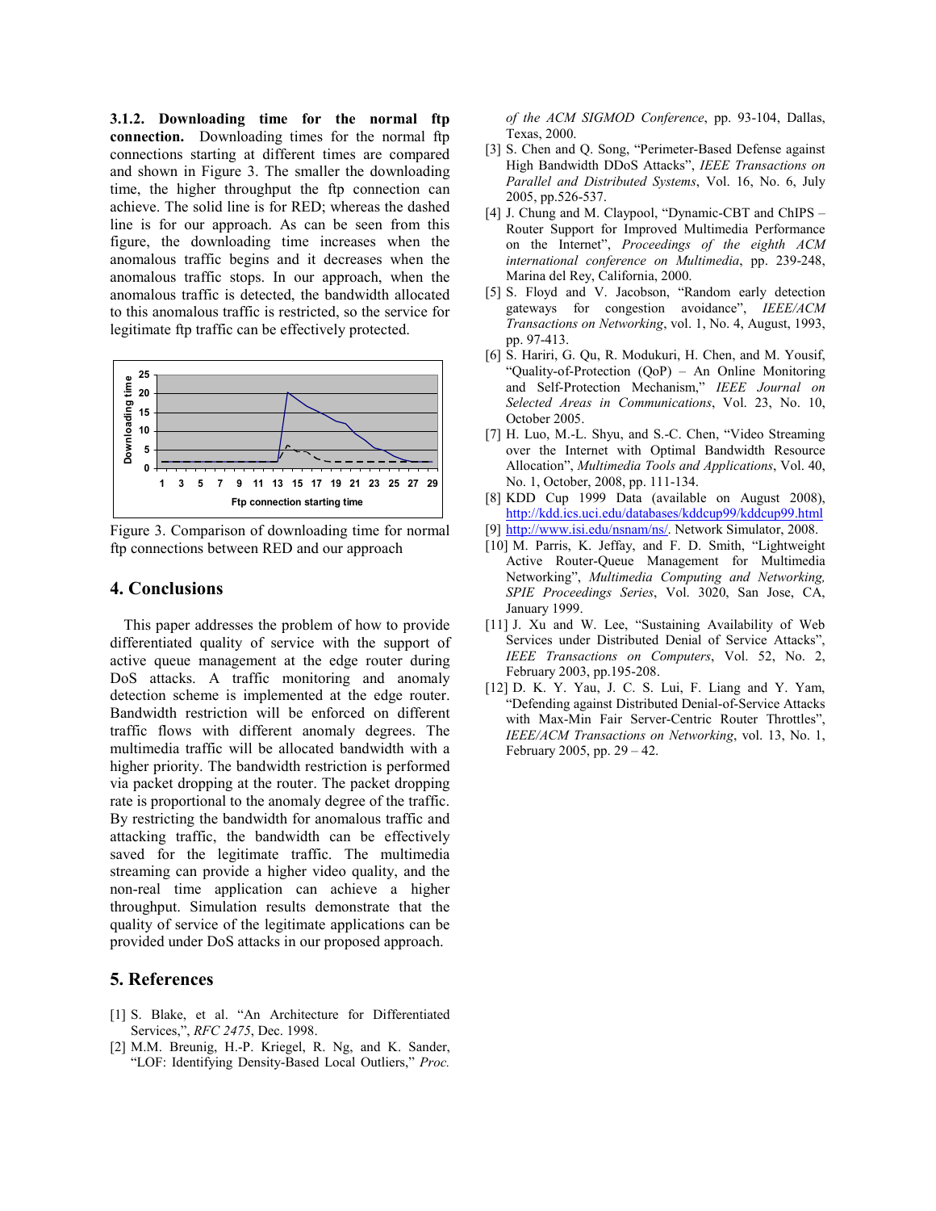**3.1.2. Downloading time for the normal ftp connection.** Downloading times for the normal ftp connections starting at different times are compared and shown in Figure 3. The smaller the downloading time, the higher throughput the ftp connection can achieve. The solid line is for RED; whereas the dashed line is for our approach. As can be seen from this figure, the downloading time increases when the anomalous traffic begins and it decreases when the anomalous traffic stops. In our approach, when the anomalous traffic is detected, the bandwidth allocated to this anomalous traffic is restricted, so the service for legitimate ftp traffic can be effectively protected.

Downloading time

25
20
15
10
5
0

1 3 5 7 9 11 13 15 17 19 21 23 25 27 29

Ftp connection starting time

Figure 3. Comparison of downloading time for normal ftp connections between RED and our approach

## 4. Conclusions

This paper addresses the problem of how to provide differentiated quality of service with the support of active queue management at the edge router during DoS attacks. A traffic monitoring and anomaly detection scheme is implemented at the edge router. Bandwidth restriction will be enforced on different traffic flows with different anomaly degrees. The multimedia traffic will be allocated bandwidth with a higher priority. The bandwidth restriction is performed via packet dropping at the router. The packet dropping rate is proportional to the anomaly degree of the traffic. By restricting the bandwidth for anomalous traffic and attacking traffic, the bandwidth can be effectively saved for the legitimate traffic. The multimedia streaming can provide a higher video quality, and the non-real time application can achieve a higher throughput. Simulation results demonstrate that the quality of service of the legitimate applications can be provided under DoS attacks in our proposed approach.

## 5. References

[1] S. Blake, et al. "An Architecture for Differentiated Services,", *RFC 2475*, Dec. 1998.

[2] M.M. Breunig, H.-P. Kriegel, R. Ng, and K. Sander, "LOF: Identifying Density-Based Local Outliers," *Proc. of the ACM SIGMOD Conference*, pp. 93-104, Dallas, Texas, 2000.

[3] S. Chen and Q. Song, "Perimeter-Based Defense against High Bandwidth DDoS Attacks", *IEEE Transactions on Parallel and Distributed Systems*, Vol. 16, No. 6, July 2005, pp.526-537.

[4] J. Chung and M. Claypool, "Dynamic-CBT and ChIPS – Router Support for Improved Multimedia Performance on the Internet", *Proceedings of the eighth ACM international conference on Multimedia*, pp. 239-248, Marina del Rey, California, 2000.

[5] S. Floyd and V. Jacobson, "Random early detection gateways for congestion avoidance", *IEEE/ACM Transactions on Networking*, vol. 1, No. 4, August, 1993, pp. 97-413.

[6] S. Hariri, G. Qu, R. Modukuri, H. Chen, and M. Yousif, "Quality-of-Protection (QoP) – An Online Monitoring and Self-Protection Mechanism," *IEEE Journal on Selected Areas in Communications*, Vol. 23, No. 10, October 2005.

[7] H. Luo, M.-L. Shyu, and S.-C. Chen, "Video Streaming over the Internet with Optimal Bandwidth Resource Allocation", *Multimedia Tools and Applications*, Vol. 40, No. 1, October, 2008, pp. 111-134.

[8] KDD Cup 1999 Data (available on August 2008), http://kdd.ics.uci.edu/databases/kddcup99/kddcup99.html

[9] http://www.isi.edu/nsnam/ns/. Network Simulator, 2008.

[10] M. Parris, K. Jeffay, and F. D. Smith, "Lightweight Active Router-Queue Management for Multimedia Networking", *Multimedia Computing and Networking, SPIE Proceedings Series*, Vol. 3020, San Jose, CA, January 1999.

[11] J. Xu and W. Lee, "Sustaining Availability of Web Services under Distributed Denial of Service Attacks", *IEEE Transactions on Computers*, Vol. 52, No. 2, February 2003, pp.195-208.

[12] D. K. Y. Yau, J. C. S. Lui, F. Liang and Y. Yam, "Defending against Distributed Denial-of-Service Attacks with Max-Min Fair Server-Centric Router Throttles", *IEEE/ACM Transactions on Networking*, vol. 13, No. 1, February 2005, pp. 29 – 42.